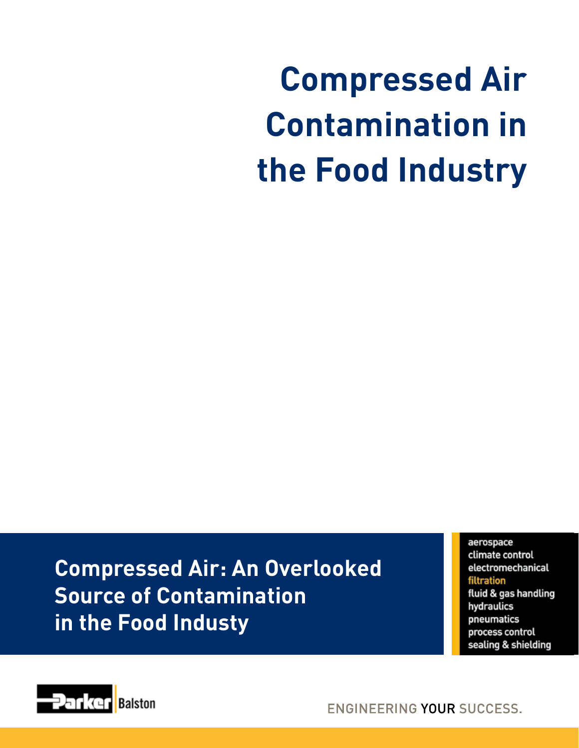# Compressed Air Contamination in the Food Industry

## Compressed Air: An Overlooked Source of Contamination in the Food Industy

aerospace
climate control
electromechanical
filtration
fluid & gas handling
hydraulics
pneumatics
process control
sealing & shielding

Parker Balston

ENGINEERING YOUR SUCCESS.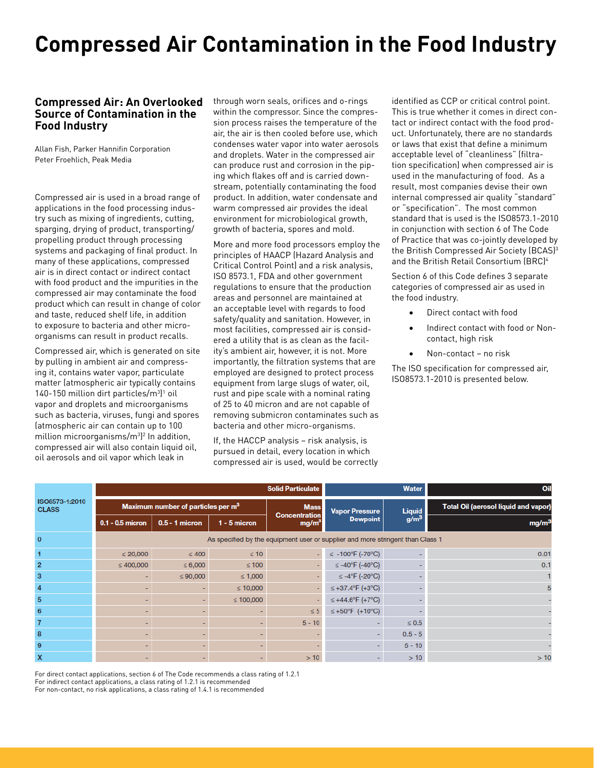# Compressed Air Contamination in the Food Industry

## Compressed Air: An Overlooked Source of Contamination in the Food Industry

Allan Fish, Parker Hannifin Corporation
Peter Froehlich, Peak Media

Compressed air is used in a broad range of applications in the food processing industry such as mixing of ingredients, cutting, sparging, drying of product, transporting/propelling product through processing systems and packaging of final product. In many of these applications, compressed air is in direct contact or indirect contact with food product and the impurities in the compressed air may contaminate the food product which can result in change of color and taste, reduced shelf life, in addition to exposure to bacteria and other micro-organisms can result in product recalls.

Compressed air, which is generated on site by pulling in ambient air and compressing it, contains water vapor, particulate matter (atmospheric air typically contains 140-150 million dirt particles/m$^3$)[1] oil vapor and droplets and microorganisms such as bacteria, viruses, fungi and spores (atmospheric air can contain up to 100 million microorganisms/m$^3$)[2] In addition, compressed air will also contain liquid oil, oil aerosols and oil vapor which leak in through worn seals, orifices and o-rings within the compressor. Since the compression process raises the temperature of the air, the air is then cooled before use, which condenses water vapor into water aerosols and droplets. Water in the compressed air can produce rust and corrosion in the piping which flakes off and is carried downstream, potentially contaminating the food product. In addition, water condensate and warm compressed air provides the ideal environment for microbiological growth, growth of bacteria, spores and mold.

More and more food processors employ the principles of HAACP (Hazard Analysis and Critical Control Point) and a risk analysis, ISO 8573.1, FDA and other government regulations to ensure that the production areas and personnel are maintained at an acceptable level with regards to food safety/quality and sanitation. However, in most facilities, compressed air is considered a utility that is as clean as the facility's ambient air, however, it is not. More importantly, the filtration systems that are employed are designed to protect process equipment from large slugs of water, oil, rust and pipe scale with a nominal rating of 25 to 40 micron and are not capable of removing submicron contaminates such as bacteria and other micro-organisms.

If, the HACCP analysis – risk analysis, is pursued in detail, every location in which compressed air is used, would be correctly identified as CCP or critical control point. This is true whether it comes in direct contact or indirect contact with the food product. Unfortunately, there are no standards or laws that exist that define a minimum acceptable level of "cleanliness" (filtration specification) when compressed air is used in the manufacturing of food. As a result, most companies devise their own internal compressed air quality "standard" or "specification". The most common standard that is used is the ISO8573.1-2010 in conjunction with section 6 of The Code of Practice that was co-jointly developed by the British Compressed Air Society (BCAS)[3] and the British Retail Consortium (BRC)[4]

Section 6 of this Code defines 3 separate categories of compressed air as used in the food industry.

- Direct contact with food
- Indirect contact with food or Non-contact, high risk
- Non-contact – no risk

The ISO specification for compressed air, ISO8573.1-2010 is presented below.

| ISO8573-1:2010 CLASS | Solid Particulate | | | | Water | | Oil |
|---|---|---|---|---|---|---|---|
| | Maximum number of particles per m$^3$ | | | Mass Concentration mg/m$^3$ | Vapor Pressure Dewpoint | Liquid g/m$^3$ | Total Oil (aerosol liquid and vapor) mg/m$^3$ |
| | 0.1 - 0.5 micron | 0.5 - 1 micron | 1 - 5 micron | | | | |
| 0 | As specified by the equipment user or supplier and more stringent than Class 1 | | | | | | |
| 1 | ≤ 20,000 | ≤ 400 | ≤ 10 | - | ≤ -100°F (-70°C) | - | 0.01 |
| 2 | ≤ 400,000 | ≤ 6,000 | ≤ 100 | - | ≤ -40°F (-40°C) | - | 0.1 |
| 3 | - | ≤ 90,000 | ≤ 1,000 | - | ≤ -4°F (-20°C) | - | 1 |
| 4 | - | - | ≤ 10,000 | - | ≤ +37.4°F (+3°C) | - | 5 |
| 5 | - | - | ≤ 100,000 | - | ≤ +44.6°F (+7°C) | - | - |
| 6 | - | - | - | ≤ 5 | ≤ +50°F (+10°C) | - | - |
| 7 | - | - | - | 5 - 10 | - | ≤ 0.5 | - |
| 8 | - | - | - | - | - | 0.5 - 5 | - |
| 9 | - | - | - | - | - | 5 - 10 | - |
| X | - | - | - | > 10 | - | > 10 | > 10 |

For direct contact applications, section 6 of The Code recommends a class rating of 1.2.1
For indirect contact applications, a class rating of 1.2.1 is recommended
For non-contact, no risk applications, a class rating of 1.4.1 is recommended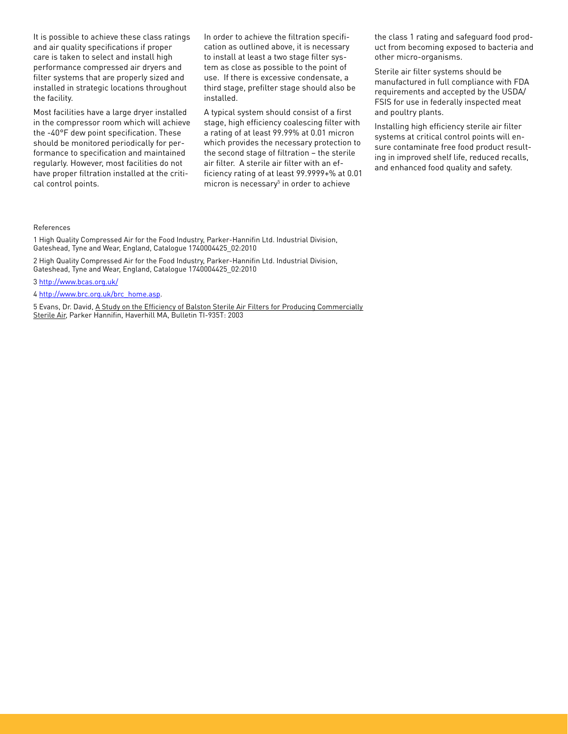It is possible to achieve these class ratings and air quality specifications if proper care is taken to select and install high performance compressed air dryers and filter systems that are properly sized and installed in strategic locations throughout the facility.

Most facilities have a large dryer installed in the compressor room which will achieve the -40°F dew point specification. These should be monitored periodically for performance to specification and maintained regularly. However, most facilities do not have proper filtration installed at the critical control points.

In order to achieve the filtration specification as outlined above, it is necessary to install at least a two stage filter system as close as possible to the point of use. If there is excessive condensate, a third stage, prefilter stage should also be installed.

A typical system should consist of a first stage, high efficiency coalescing filter with a rating of at least 99.99% at 0.01 micron which provides the necessary protection to the second stage of filtration – the sterile air filter. A sterile air filter with an efficiency rating of at least 99.9999+% at 0.01 micron is necessary[5] in order to achieve the class 1 rating and safeguard food product from becoming exposed to bacteria and other micro-organisms.

Sterile air filter systems should be manufactured in full compliance with FDA requirements and accepted by the USDA/FSIS for use in federally inspected meat and poultry plants.

Installing high efficiency sterile air filter systems at critical control points will ensure contaminate free food product resulting in improved shelf life, reduced recalls, and enhanced food quality and safety.

References

1 High Quality Compressed Air for the Food Industry, Parker-Hannifin Ltd. Industrial Division, Gateshead, Tyne and Wear, England, Catalogue 1740004425_02:2010

2 High Quality Compressed Air for the Food Industry, Parker-Hannifin Ltd. Industrial Division, Gateshead, Tyne and Wear, England, Catalogue 1740004425_02:2010

3 http://www.bcas.org.uk/

4 http://www.brc.org.uk/brc_home.asp.

5 Evans, Dr. David, A Study on the Efficiency of Balston Sterile Air Filters for Producing Commercially Sterile Air, Parker Hannifin, Haverhill MA, Bulletin TI-935T: 2003